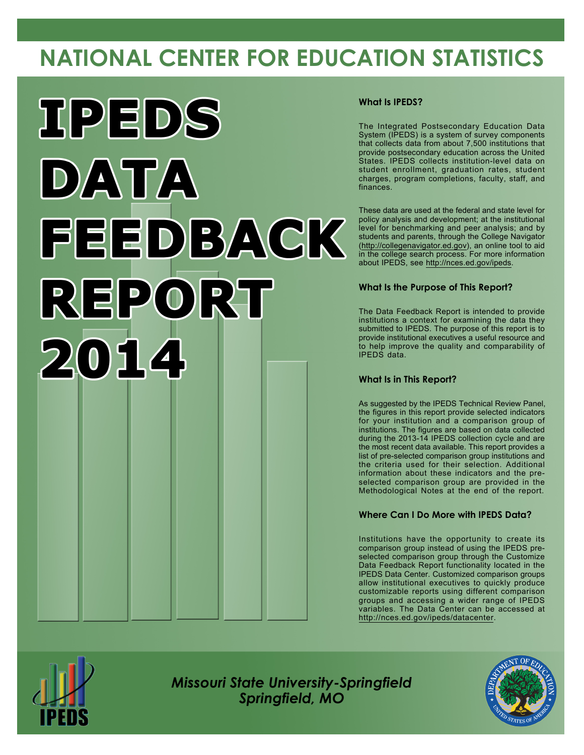# NATIONAL CENTER FOR EDUCATION STATISTICS

# IPEDS DATA FEEDBACK REPORT 2014

### What Is IPEDS?

The Integrated Postsecondary Education Data System (IPEDS) is a system of survey components that collects data from about 7,500 institutions that provide postsecondary education across the United States. IPEDS collects institution-level data on student enrollment, graduation rates, student charges, program completions, faculty, staff, and finances.

These data are used at the federal and state level for policy analysis and development; at the institutional level for benchmarking and peer analysis; and by students and parents, through the College Navigator (http://collegenavigator.ed.gov), an online tool to aid in the college search process. For more information about IPEDS, see http://nces.ed.gov/ipeds.

### What Is the Purpose of This Report?

The Data Feedback Report is intended to provide institutions a context for examining the data they submitted to IPEDS. The purpose of this report is to provide institutional executives a useful resource and to help improve the quality and comparability of IPEDS data.

### What Is in This Report?

As suggested by the IPEDS Technical Review Panel, the figures in this report provide selected indicators for your institution and a comparison group of institutions. The figures are based on data collected during the 2013-14 IPEDS collection cycle and are the most recent data available. This report provides a list of pre-selected comparison group institutions and the criteria used for their selection. Additional information about these indicators and the pre-selected comparison group are provided in the Methodological Notes at the end of the report.

### Where Can I Do More with IPEDS Data?

Institutions have the opportunity to create its comparison group instead of using the IPEDS pre-selected comparison group through the Customize Data Feedback Report functionality located in the IPEDS Data Center. Customized comparison groups allow institutional executives to quickly produce customizable reports using different comparison groups and accessing a wider range of IPEDS variables. The Data Center can be accessed at http://nces.ed.gov/ipeds/datacenter.

*Missouri State University-Springfield*
*Springfield, MO*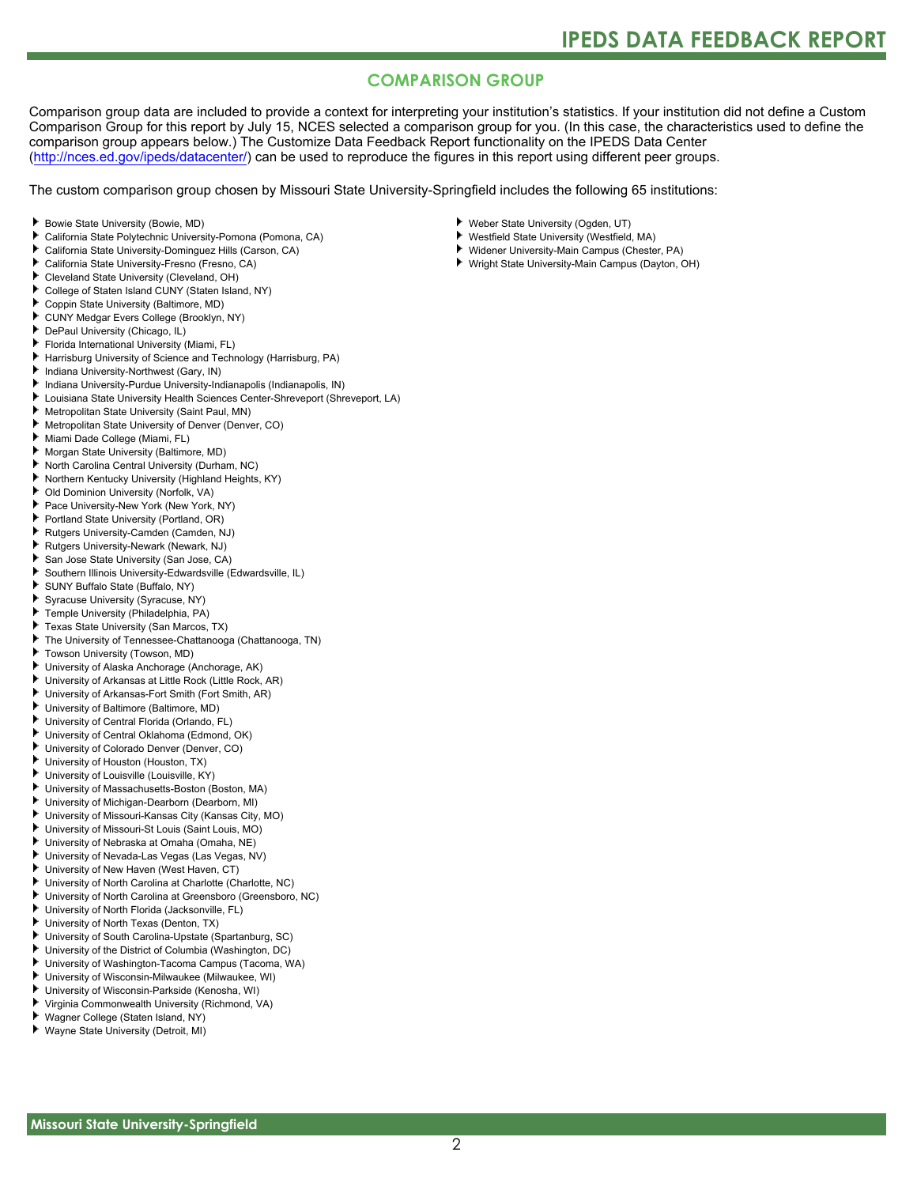## COMPARISON GROUP

Comparison group data are included to provide a context for interpreting your institution's statistics. If your institution did not define a Custom Comparison Group for this report by July 15, NCES selected a comparison group for you. (In this case, the characteristics used to define the comparison group appears below.) The Customize Data Feedback Report functionality on the IPEDS Data Center (http://nces.ed.gov/ipeds/datacenter/) can be used to reproduce the figures in this report using different peer groups.

The custom comparison group chosen by Missouri State University-Springfield includes the following 65 institutions:

- Bowie State University (Bowie, MD)
- California State Polytechnic University-Pomona (Pomona, CA)
- California State University-Dominguez Hills (Carson, CA)
- California State University-Fresno (Fresno, CA)
- Cleveland State University (Cleveland, OH)
- College of Staten Island CUNY (Staten Island, NY)
- Coppin State University (Baltimore, MD)
- CUNY Medgar Evers College (Brooklyn, NY)
- DePaul University (Chicago, IL)
- Florida International University (Miami, FL)
- Harrisburg University of Science and Technology (Harrisburg, PA)
- Indiana University-Northwest (Gary, IN)
- Indiana University-Purdue University-Indianapolis (Indianapolis, IN)
- Louisiana State University Health Sciences Center-Shreveport (Shreveport, LA)
- Metropolitan State University (Saint Paul, MN)
- Metropolitan State University of Denver (Denver, CO)
- Miami Dade College (Miami, FL)
- Morgan State University (Baltimore, MD)
- North Carolina Central University (Durham, NC)
- Northern Kentucky University (Highland Heights, KY)
- Old Dominion University (Norfolk, VA)
- Pace University-New York (New York, NY)
- Portland State University (Portland, OR)
- Rutgers University-Camden (Camden, NJ)
- Rutgers University-Newark (Newark, NJ)
- San Jose State University (San Jose, CA)
- Southern Illinois University-Edwardsville (Edwardsville, IL)
- SUNY Buffalo State (Buffalo, NY)
- Syracuse University (Syracuse, NY)
- Temple University (Philadelphia, PA)
- Texas State University (San Marcos, TX)
- The University of Tennessee-Chattanooga (Chattanooga, TN)
- Towson University (Towson, MD)
- University of Alaska Anchorage (Anchorage, AK)
- University of Arkansas at Little Rock (Little Rock, AR)
- University of Arkansas-Fort Smith (Fort Smith, AR)
- University of Baltimore (Baltimore, MD)
- University of Central Florida (Orlando, FL)
- University of Central Oklahoma (Edmond, OK)
- University of Colorado Denver (Denver, CO)
- University of Houston (Houston, TX)
- University of Louisville (Louisville, KY)
- University of Massachusetts-Boston (Boston, MA)
- University of Michigan-Dearborn (Dearborn, MI)
- University of Missouri-Kansas City (Kansas City, MO)
- University of Missouri-St Louis (Saint Louis, MO)
- University of Nebraska at Omaha (Omaha, NE)
- University of Nevada-Las Vegas (Las Vegas, NV)
- University of New Haven (West Haven, CT)
- University of North Carolina at Charlotte (Charlotte, NC)
- University of North Carolina at Greensboro (Greensboro, NC)
- University of North Florida (Jacksonville, FL)
- University of North Texas (Denton, TX)
- University of South Carolina-Upstate (Spartanburg, SC)
- University of the District of Columbia (Washington, DC)
- University of Washington-Tacoma Campus (Tacoma, WA)
- University of Wisconsin-Milwaukee (Milwaukee, WI)
- University of Wisconsin-Parkside (Kenosha, WI)
- Virginia Commonwealth University (Richmond, VA)
- Wagner College (Staten Island, NY)
- Wayne State University (Detroit, MI)
- Weber State University (Ogden, UT)
- Westfield State University (Westfield, MA)
- Widener University-Main Campus (Chester, PA)
- Wright State University-Main Campus (Dayton, OH)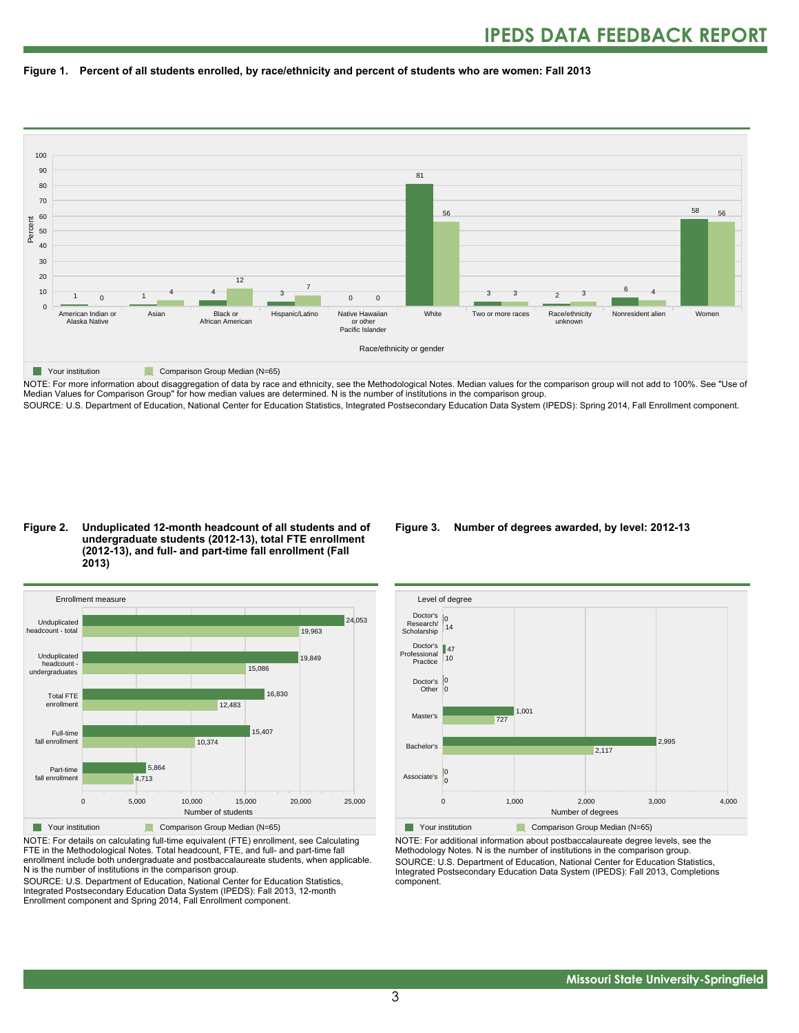**Figure 1. Percent of all students enrolled, by race/ethnicity and percent of students who are women: Fall 2013**

| Race/ethnicity or gender | Your institution | Comparison Group Median (N=65) |
|---|---|---|
| American Indian or Alaska Native | 1 | 0 |
| Asian | 1 | 4 |
| Black or African American | 4 | 12 |
| Hispanic/Latino | 3 | 7 |
| Native Hawaiian or other Pacific Islander | 0 | 0 |
| White | 81 | 56 |
| Two or more races | 3 | 3 |
| Race/ethnicity unknown | 2 | 3 |
| Nonresident alien | 6 | 4 |
| Women | 58 | 56 |

NOTE: For more information about disaggregation of data by race and ethnicity, see the Methodological Notes. Median values for the comparison group will not add to 100%. See "Use of Median Values for Comparison Group" for how median values are determined. N is the number of institutions in the comparison group.
SOURCE: U.S. Department of Education, National Center for Education Statistics, Integrated Postsecondary Education Data System (IPEDS): Spring 2014, Fall Enrollment component.

**Figure 2. Unduplicated 12-month headcount of all students and of undergraduate students (2012-13), total FTE enrollment (2012-13), and full- and part-time fall enrollment (Fall 2013)**

| Enrollment measure | Your institution | Comparison Group Median (N=65) |
|---|---|---|
| Unduplicated headcount - total | 24,053 | 19,963 |
| Unduplicated headcount - undergraduates | 19,849 | 15,086 |
| Total FTE enrollment | 16,830 | 12,483 |
| Full-time fall enrollment | 15,407 | 10,374 |
| Part-time fall enrollment | 5,864 | 4,713 |

NOTE: For details on calculating full-time equivalent (FTE) enrollment, see Calculating FTE in the Methodological Notes. Total headcount, FTE, and full- and part-time fall enrollment include both undergraduate and postbaccalaureate students, when applicable. N is the number of institutions in the comparison group.
SOURCE: U.S. Department of Education, National Center for Education Statistics, Integrated Postsecondary Education Data System (IPEDS): Fall 2013, 12-month Enrollment component and Spring 2014, Fall Enrollment component.

**Figure 3. Number of degrees awarded, by level: 2012-13**

| Level of degree | Your institution | Comparison Group Median (N=65) |
|---|---|---|
| Doctor's Research/ Scholarship | 0 | 14 |
| Doctor's Professional Practice | 47 | 10 |
| Doctor's Other | 0 | 0 |
| Master's | 1,001 | 727 |
| Bachelor's | 2,995 | 2,117 |
| Associate's | 0 | 0 |

NOTE: For additional information about postbaccalaureate degree levels, see the Methodology Notes. N is the number of institutions in the comparison group.
SOURCE: U.S. Department of Education, National Center for Education Statistics, Integrated Postsecondary Education Data System (IPEDS): Fall 2013, Completions component.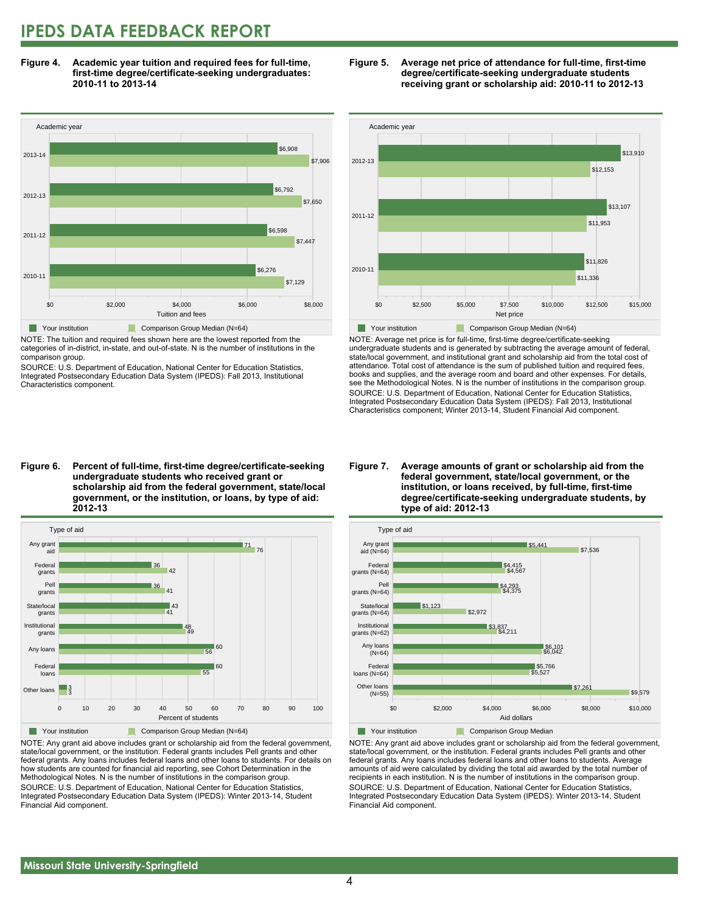# IPEDS DATA FEEDBACK REPORT

**Figure 4. Academic year tuition and required fees for full-time, first-time degree/certificate-seeking undergraduates: 2010-11 to 2013-14**

| Academic year | Your institution | Comparison Group Median (N=64) |
|---|---|---|
| 2013-14 | $6,908 | $7,906 |
| 2012-13 | $6,792 | $7,650 |
| 2011-12 | $6,598 | $7,447 |
| 2010-11 | $6,276 | $7,129 |

NOTE: The tuition and required fees shown here are the lowest reported from the categories of in-district, in-state, and out-of-state. N is the number of institutions in the comparison group.

SOURCE: U.S. Department of Education, National Center for Education Statistics, Integrated Postsecondary Education Data System (IPEDS): Fall 2013, Institutional Characteristics component.

**Figure 5. Average net price of attendance for full-time, first-time degree/certificate-seeking undergraduate students receiving grant or scholarship aid: 2010-11 to 2012-13**

| Academic year | Your institution | Comparison Group Median (N=64) |
|---|---|---|
| 2012-13 | $13,910 | $12,153 |
| 2011-12 | $13,107 | $11,953 |
| 2010-11 | $11,826 | $11,336 |

NOTE: Average net price is for full-time, first-time degree/certificate-seeking undergraduate students and is generated by subtracting the average amount of federal, state/local government, and institutional grant and scholarship aid from the total cost of attendance. Total cost of attendance is the sum of published tuition and required fees, books and supplies, and the average room and board and other expenses. For details, see the Methodological Notes. N is the number of institutions in the comparison group.

SOURCE: U.S. Department of Education, National Center for Education Statistics, Integrated Postsecondary Education Data System (IPEDS): Fall 2013, Institutional Characteristics component; Winter 2013-14, Student Financial Aid component.

**Figure 6. Percent of full-time, first-time degree/certificate-seeking undergraduate students who received grant or scholarship aid from the federal government, state/local government, or the institution, or loans, by type of aid: 2012-13**

| Type of aid | Your institution | Comparison Group Median (N=64) |
|---|---|---|
| Any grant aid | 71 | 76 |
| Federal grants | 36 | 42 |
| Pell grants | 36 | 41 |
| State/local grants | 43 | 41 |
| Institutional grants | 48 | 49 |
| Any loans | 60 | 56 |
| Federal loans | 60 | 55 |
| Other loans | 3 | 3 |

NOTE: Any grant aid above includes grant or scholarship aid from the federal government, state/local government, or the institution. Federal grants includes Pell grants and other federal grants. Any loans includes federal loans and other loans to students. For details on how students are counted for financial aid reporting, see Cohort Determination in the Methodological Notes. N is the number of institutions in the comparison group.

SOURCE: U.S. Department of Education, National Center for Education Statistics, Integrated Postsecondary Education Data System (IPEDS): Winter 2013-14, Student Financial Aid component.

**Figure 7. Average amounts of grant or scholarship aid from the federal government, state/local government, or the institution, or loans received, by full-time, first-time degree/certificate-seeking undergraduate students, by type of aid: 2012-13**

| Type of aid | Your institution | Comparison Group Median |
|---|---|---|
| Any grant aid (N=64) | $5,441 | $7,536 |
| Federal grants (N=64) | $4,415 | $4,567 |
| Pell grants (N=64) | $4,293 | $4,375 |
| State/local grants (N=64) | $1,123 | $2,972 |
| Institutional grants (N=62) | $3,837 | $4,211 |
| Any loans (N=64) | $6,101 | $6,042 |
| Federal loans (N=64) | $5,766 | $5,527 |
| Other loans (N=55) | $7,261 | $9,579 |

NOTE: Any grant aid above includes grant or scholarship aid from the federal government, state/local government, or the institution. Federal grants includes Pell grants and other federal grants. Any loans includes federal loans and other loans to students. Average amounts of aid were calculated by dividing the total aid awarded by the total number of recipients in each institution. N is the number of institutions in the comparison group.

SOURCE: U.S. Department of Education, National Center for Education Statistics, Integrated Postsecondary Education Data System (IPEDS): Winter 2013-14, Student Financial Aid component.

Missouri State University-Springfield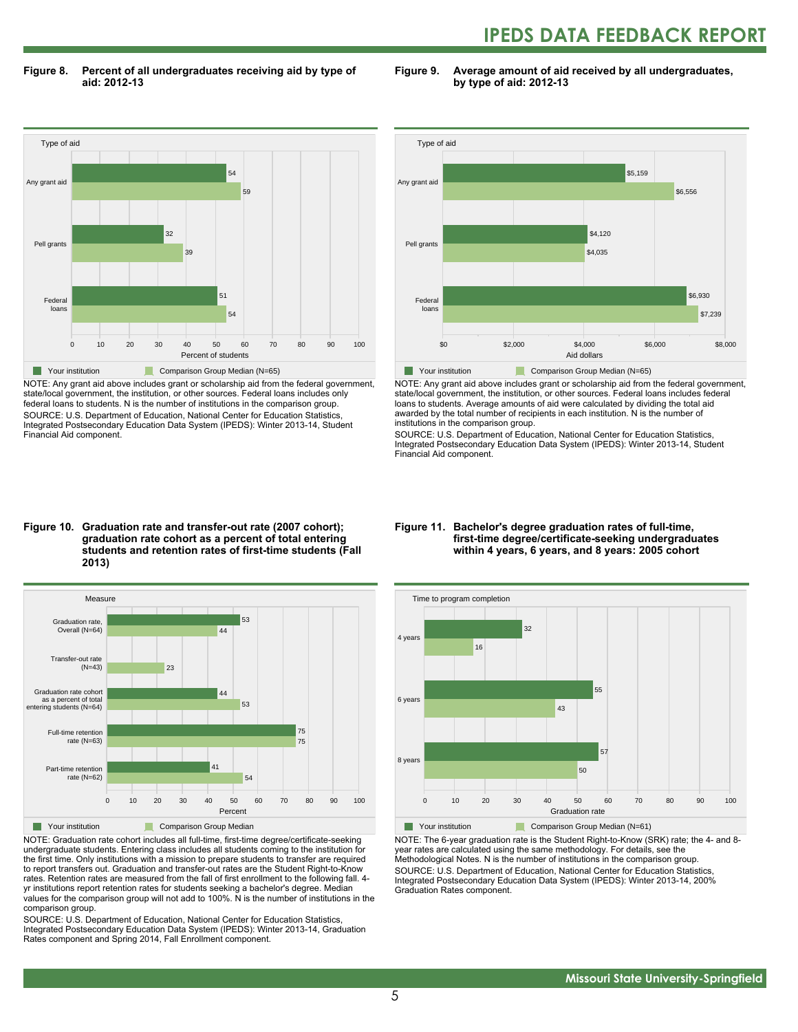**Figure 8. Percent of all undergraduates receiving aid by type of aid: 2012-13**

| Type of aid | Your institution | Comparison Group Median (N=65) |
|---|---|---|
| Any grant aid | 54 | 59 |
| Pell grants | 32 | 39 |
| Federal loans | 51 | 54 |

Percent of students

NOTE: Any grant aid above includes grant or scholarship aid from the federal government, state/local government, the institution, or other sources. Federal loans includes only federal loans to students. N is the number of institutions in the comparison group.

SOURCE: U.S. Department of Education, National Center for Education Statistics, Integrated Postsecondary Education Data System (IPEDS): Winter 2013-14, Student Financial Aid component.

**Figure 9. Average amount of aid received by all undergraduates, by type of aid: 2012-13**

| Type of aid | Your institution | Comparison Group Median (N=65) |
|---|---|---|
| Any grant aid | $5,159 | $6,556 |
| Pell grants | $4,120 | $4,035 |
| Federal loans | $6,930 | $7,239 |

Aid dollars

NOTE: Any grant aid above includes grant or scholarship aid from the federal government, state/local government, the institution, or other sources. Federal loans includes federal loans to students. Average amounts of aid were calculated by dividing the total aid awarded by the total number of recipients in each institution. N is the number of institutions in the comparison group.

SOURCE: U.S. Department of Education, National Center for Education Statistics, Integrated Postsecondary Education Data System (IPEDS): Winter 2013-14, Student Financial Aid component.

**Figure 10. Graduation rate and transfer-out rate (2007 cohort); graduation rate cohort as a percent of total entering students and retention rates of first-time students (Fall 2013)**

| Measure | Your institution | Comparison Group Median |
|---|---|---|
| Graduation rate, Overall (N=64) | 53 | 44 |
| Transfer-out rate (N=43) | | 23 |
| Graduation rate cohort as a percent of total entering students (N=64) | 44 | 53 |
| Full-time retention rate (N=63) | 75 | 75 |
| Part-time retention rate (N=62) | 41 | 54 |

Percent

NOTE: Graduation rate cohort includes all full-time, first-time degree/certificate-seeking undergraduate students. Entering class includes all students coming to the institution for the first time. Only institutions with a mission to prepare students to transfer are required to report transfers out. Graduation and transfer-out rates are the Student Right-to-Know rates. Retention rates are measured from the fall of first enrollment to the following fall. 4-yr institutions report retention rates for students seeking a bachelor's degree. Median values for the comparison group will not add to 100%. N is the number of institutions in the comparison group.

SOURCE: U.S. Department of Education, National Center for Education Statistics, Integrated Postsecondary Education Data System (IPEDS): Winter 2013-14, Graduation Rates component and Spring 2014, Fall Enrollment component.

**Figure 11. Bachelor's degree graduation rates of full-time, first-time degree/certificate-seeking undergraduates within 4 years, 6 years, and 8 years: 2005 cohort**

| Time to program completion | Your institution | Comparison Group Median (N=61) |
|---|---|---|
| 4 years | 32 | 16 |
| 6 years | 55 | 43 |
| 8 years | 57 | 50 |

Graduation rate

NOTE: The 6-year graduation rate is the Student Right-to-Know (SRK) rate; the 4- and 8-year rates are calculated using the same methodology. For details, see the Methodological Notes. N is the number of institutions in the comparison group.

SOURCE: U.S. Department of Education, National Center for Education Statistics, Integrated Postsecondary Education Data System (IPEDS): Winter 2013-14, 200% Graduation Rates component.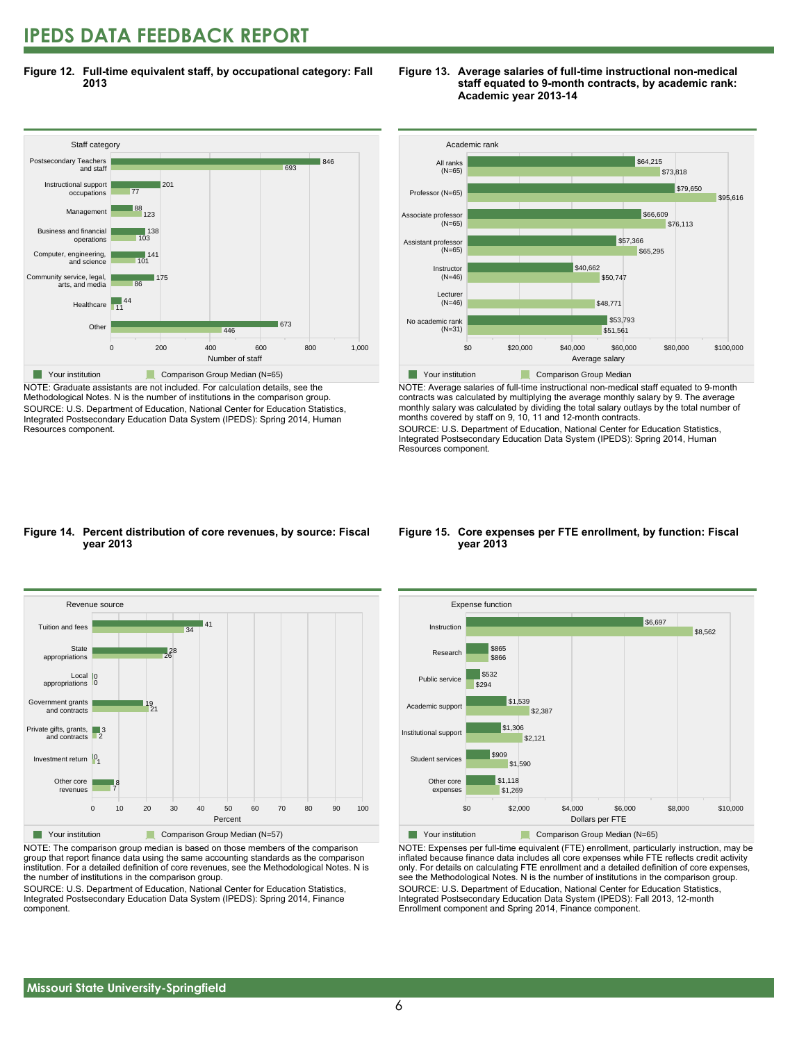# IPEDS DATA FEEDBACK REPORT

**Figure 12. Full-time equivalent staff, by occupational category: Fall 2013**

| Staff category | Your institution | Comparison Group Median (N=65) |
|---|---|---|
| Postsecondary Teachers and staff | 846 | 693 |
| Instructional support occupations | 201 | 77 |
| Management | 88 | 123 |
| Business and financial operations | 138 | 103 |
| Computer, engineering, and science | 141 | 101 |
| Community service, legal, arts, and media | 175 | 86 |
| Healthcare | 44 | 11 |
| Other | 673 | 446 |

NOTE: Graduate assistants are not included. For calculation details, see the Methodological Notes. N is the number of institutions in the comparison group.
SOURCE: U.S. Department of Education, National Center for Education Statistics, Integrated Postsecondary Education Data System (IPEDS): Spring 2014, Human Resources component.

**Figure 13. Average salaries of full-time instructional non-medical staff equated to 9-month contracts, by academic rank: Academic year 2013-14**

| Academic rank | Your institution | Comparison Group Median |
|---|---|---|
| All ranks (N=65) | $64,215 | $73,818 |
| Professor (N=65) | $79,650 | $95,616 |
| Associate professor (N=65) | $66,609 | $76,113 |
| Assistant professor (N=65) | $57,366 | $65,295 |
| Instructor (N=46) | $40,662 | $50,747 |
| Lecturer (N=46) | | $48,771 |
| No academic rank (N=31) | $53,793 | $51,561 |

NOTE: Average salaries of full-time instructional non-medical staff equated to 9-month contracts was calculated by multiplying the average monthly salary by 9. The average monthly salary was calculated by dividing the total salary outlays by the total number of months covered by staff on 9, 10, 11 and 12-month contracts.
SOURCE: U.S. Department of Education, National Center for Education Statistics, Integrated Postsecondary Education Data System (IPEDS): Spring 2014, Human Resources component.

**Figure 14. Percent distribution of core revenues, by source: Fiscal year 2013**

| Revenue source | Your institution | Comparison Group Median (N=57) |
|---|---|---|
| Tuition and fees | 41 | 34 |
| State appropriations | 28 | 26 |
| Local appropriations | 0 | 0 |
| Government grants and contracts | 19 | 21 |
| Private gifts, grants, and contracts | 3 | 2 |
| Investment return | 0 | 1 |
| Other core revenues | 8 | 7 |

NOTE: The comparison group median is based on those members of the comparison group that report finance data using the same accounting standards as the comparison institution. For a detailed definition of core revenues, see the Methodological Notes. N is the number of institutions in the comparison group.
SOURCE: U.S. Department of Education, National Center for Education Statistics, Integrated Postsecondary Education Data System (IPEDS): Spring 2014, Finance component.

**Figure 15. Core expenses per FTE enrollment, by function: Fiscal year 2013**

| Expense function | Your institution | Comparison Group Median (N=65) |
|---|---|---|
| Instruction | $6,697 | $8,562 |
| Research | $865 | $866 |
| Public service | $532 | $294 |
| Academic support | $1,539 | $2,387 |
| Institutional support | $1,306 | $2,121 |
| Student services | $909 | $1,590 |
| Other core expenses | $1,118 | $1,269 |

NOTE: Expenses per full-time equivalent (FTE) enrollment, particularly instruction, may be inflated because finance data includes all core expenses while FTE reflects credit activity only. For details on calculating FTE enrollment and a detailed definition of core expenses, see the Methodological Notes. N is the number of institutions in the comparison group.
SOURCE: U.S. Department of Education, National Center for Education Statistics, Integrated Postsecondary Education Data System (IPEDS): Fall 2013, 12-month Enrollment component and Spring 2014, Finance component.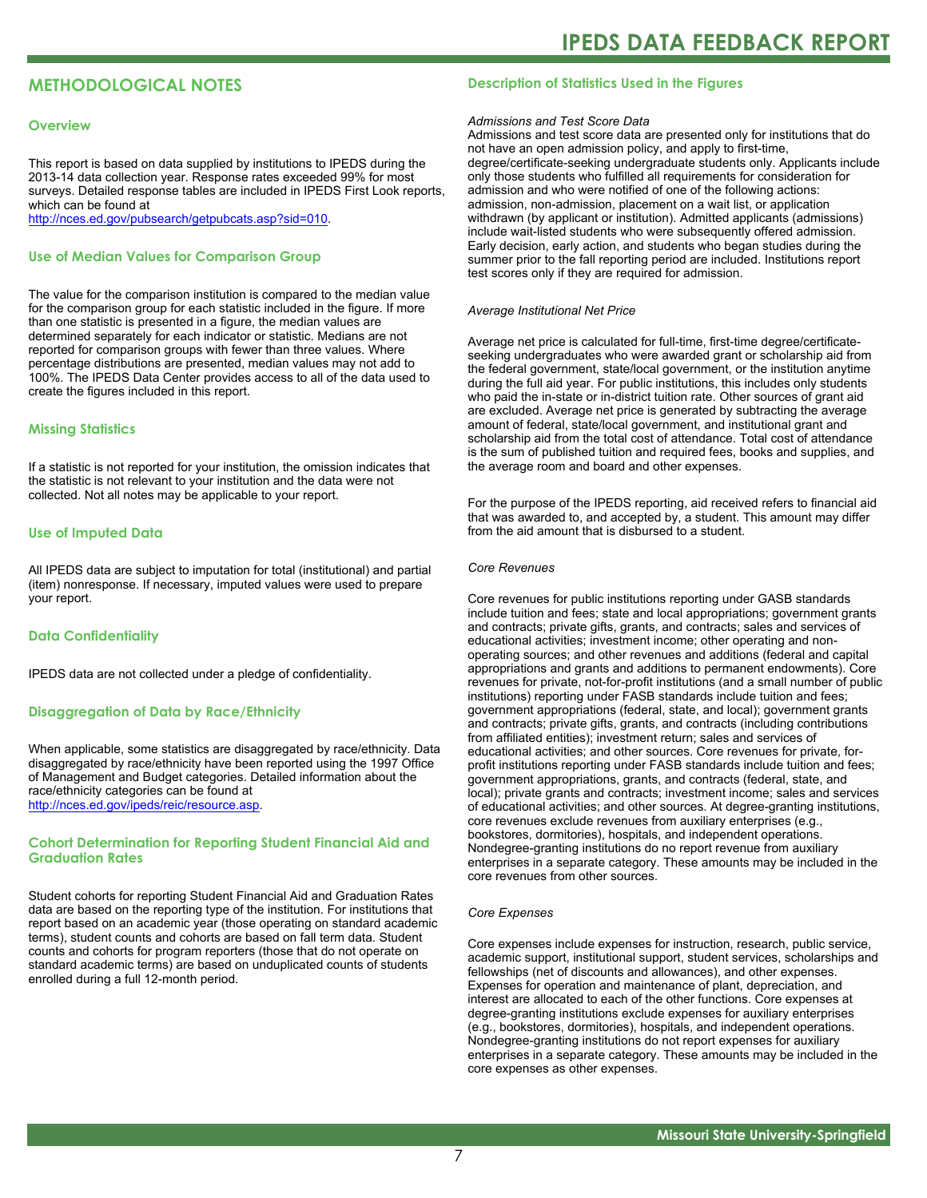## METHODOLOGICAL NOTES

### Overview

This report is based on data supplied by institutions to IPEDS during the 2013-14 data collection year. Response rates exceeded 99% for most surveys. Detailed response tables are included in IPEDS First Look reports, which can be found at http://nces.ed.gov/pubsearch/getpubcats.asp?sid=010.

### Use of Median Values for Comparison Group

The value for the comparison institution is compared to the median value for the comparison group for each statistic included in the figure. If more than one statistic is presented in a figure, the median values are determined separately for each indicator or statistic. Medians are not reported for comparison groups with fewer than three values. Where percentage distributions are presented, median values may not add to 100%. The IPEDS Data Center provides access to all of the data used to create the figures included in this report.

### Missing Statistics

If a statistic is not reported for your institution, the omission indicates that the statistic is not relevant to your institution and the data were not collected. Not all notes may be applicable to your report.

### Use of Imputed Data

All IPEDS data are subject to imputation for total (institutional) and partial (item) nonresponse. If necessary, imputed values were used to prepare your report.

### Data Confidentiality

IPEDS data are not collected under a pledge of confidentiality.

### Disaggregation of Data by Race/Ethnicity

When applicable, some statistics are disaggregated by race/ethnicity. Data disaggregated by race/ethnicity have been reported using the 1997 Office of Management and Budget categories. Detailed information about the race/ethnicity categories can be found at http://nces.ed.gov/ipeds/reic/resource.asp.

### Cohort Determination for Reporting Student Financial Aid and Graduation Rates

Student cohorts for reporting Student Financial Aid and Graduation Rates data are based on the reporting type of the institution. For institutions that report based on an academic year (those operating on standard academic terms), student counts and cohorts are based on fall term data. Student counts and cohorts for program reporters (those that do not operate on standard academic terms) are based on unduplicated counts of students enrolled during a full 12-month period.

### Description of Statistics Used in the Figures

*Admissions and Test Score Data*

Admissions and test score data are presented only for institutions that do not have an open admission policy, and apply to first-time, degree/certificate-seeking undergraduate students only. Applicants include only those students who fulfilled all requirements for consideration for admission and who were notified of one of the following actions: admission, non-admission, placement on a wait list, or application withdrawn (by applicant or institution). Admitted applicants (admissions) include wait-listed students who were subsequently offered admission. Early decision, early action, and students who began studies during the summer prior to the fall reporting period are included. Institutions report test scores only if they are required for admission.

*Average Institutional Net Price*

Average net price is calculated for full-time, first-time degree/certificate-seeking undergraduates who were awarded grant or scholarship aid from the federal government, state/local government, or the institution anytime during the full aid year. For public institutions, this includes only students who paid the in-state or in-district tuition rate. Other sources of grant aid are excluded. Average net price is generated by subtracting the average amount of federal, state/local government, and institutional grant and scholarship aid from the total cost of attendance. Total cost of attendance is the sum of published tuition and required fees, books and supplies, and the average room and board and other expenses.

For the purpose of the IPEDS reporting, aid received refers to financial aid that was awarded to, and accepted by, a student. This amount may differ from the aid amount that is disbursed to a student.

*Core Revenues*

Core revenues for public institutions reporting under GASB standards include tuition and fees; state and local appropriations; government grants and contracts; private gifts, grants, and contracts; sales and services of educational activities; investment income; other operating and non-operating sources; and other revenues and additions (federal and capital appropriations and grants and additions to permanent endowments). Core revenues for private, not-for-profit institutions (and a small number of public institutions) reporting under FASB standards include tuition and fees; government appropriations (federal, state, and local); government grants and contracts; private gifts, grants, and contracts (including contributions from affiliated entities); investment return; sales and services of educational activities; and other sources. Core revenues for private, for-profit institutions reporting under FASB standards include tuition and fees; government appropriations, grants, and contracts (federal, state, and local); private grants and contracts; investment income; sales and services of educational activities; and other sources. At degree-granting institutions, core revenues exclude revenues from auxiliary enterprises (e.g., bookstores, dormitories), hospitals, and independent operations. Nondegree-granting institutions do no report revenue from auxiliary enterprises in a separate category. These amounts may be included in the core revenues from other sources.

*Core Expenses*

Core expenses include expenses for instruction, research, public service, academic support, institutional support, student services, scholarships and fellowships (net of discounts and allowances), and other expenses. Expenses for operation and maintenance of plant, depreciation, and interest are allocated to each of the other functions. Core expenses at degree-granting institutions exclude expenses for auxiliary enterprises (e.g., bookstores, dormitories), hospitals, and independent operations. Nondegree-granting institutions do not report expenses for auxiliary enterprises in a separate category. These amounts may be included in the core expenses as other expenses.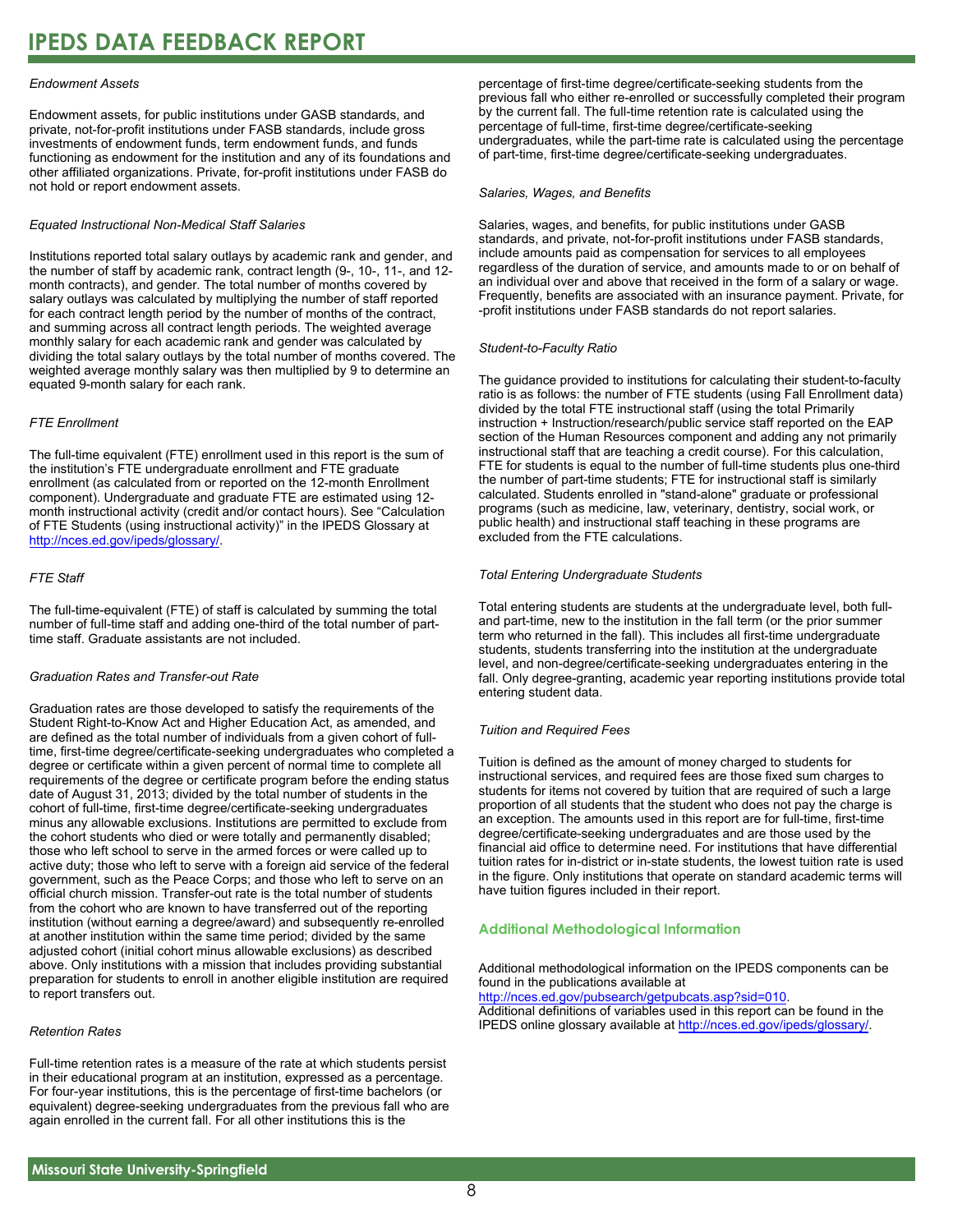*Endowment Assets*

Endowment assets, for public institutions under GASB standards, and private, not-for-profit institutions under FASB standards, include gross investments of endowment funds, term endowment funds, and funds functioning as endowment for the institution and any of its foundations and other affiliated organizations. Private, for-profit institutions under FASB do not hold or report endowment assets.

*Equated Instructional Non-Medical Staff Salaries*

Institutions reported total salary outlays by academic rank and gender, and the number of staff by academic rank, contract length (9-, 10-, 11-, and 12-month contracts), and gender. The total number of months covered by salary outlays was calculated by multiplying the number of staff reported for each contract length period by the number of months of the contract, and summing across all contract length periods. The weighted average monthly salary for each academic rank and gender was calculated by dividing the total salary outlays by the total number of months covered. The weighted average monthly salary was then multiplied by 9 to determine an equated 9-month salary for each rank.

*FTE Enrollment*

The full-time equivalent (FTE) enrollment used in this report is the sum of the institution's FTE undergraduate enrollment and FTE graduate enrollment (as calculated from or reported on the 12-month Enrollment component). Undergraduate and graduate FTE are estimated using 12-month instructional activity (credit and/or contact hours). See "Calculation of FTE Students (using instructional activity)" in the IPEDS Glossary at http://nces.ed.gov/ipeds/glossary/.

*FTE Staff*

The full-time-equivalent (FTE) of staff is calculated by summing the total number of full-time staff and adding one-third of the total number of part-time staff. Graduate assistants are not included.

*Graduation Rates and Transfer-out Rate*

Graduation rates are those developed to satisfy the requirements of the Student Right-to-Know Act and Higher Education Act, as amended, and are defined as the total number of individuals from a given cohort of full-time, first-time degree/certificate-seeking undergraduates who completed a degree or certificate within a given percent of normal time to complete all requirements of the degree or certificate program before the ending status date of August 31, 2013; divided by the total number of students in the cohort of full-time, first-time degree/certificate-seeking undergraduates minus any allowable exclusions. Institutions are permitted to exclude from the cohort students who died or were totally and permanently disabled; those who left school to serve in the armed forces or were called up to active duty; those who left to serve with a foreign aid service of the federal government, such as the Peace Corps; and those who left to serve on an official church mission. Transfer-out rate is the total number of students from the cohort who are known to have transferred out of the reporting institution (without earning a degree/award) and subsequently re-enrolled at another institution within the same time period; divided by the same adjusted cohort (initial cohort minus allowable exclusions) as described above. Only institutions with a mission that includes providing substantial preparation for students to enroll in another eligible institution are required to report transfers out.

*Retention Rates*

Full-time retention rates is a measure of the rate at which students persist in their educational program at an institution, expressed as a percentage. For four-year institutions, this is the percentage of first-time bachelors (or equivalent) degree-seeking undergraduates from the previous fall who are again enrolled in the current fall. For all other institutions this is the percentage of first-time degree/certificate-seeking students from the previous fall who either re-enrolled or successfully completed their program by the current fall. The full-time retention rate is calculated using the percentage of full-time, first-time degree/certificate-seeking undergraduates, while the part-time rate is calculated using the percentage of part-time, first-time degree/certificate-seeking undergraduates.

*Salaries, Wages, and Benefits*

Salaries, wages, and benefits, for public institutions under GASB standards, and private, not-for-profit institutions under FASB standards, include amounts paid as compensation for services to all employees regardless of the duration of service, and amounts made to or on behalf of an individual over and above that received in the form of a salary or wage. Frequently, benefits are associated with an insurance payment. Private, for-profit institutions under FASB standards do not report salaries.

*Student-to-Faculty Ratio*

The guidance provided to institutions for calculating their student-to-faculty ratio is as follows: the number of FTE students (using Fall Enrollment data) divided by the total FTE instructional staff (using the total Primarily instruction + Instruction/research/public service staff reported on the EAP section of the Human Resources component and adding any not primarily instructional staff that are teaching a credit course). For this calculation, FTE for students is equal to the number of full-time students plus one-third the number of part-time students; FTE for instructional staff is similarly calculated. Students enrolled in "stand-alone" graduate or professional programs (such as medicine, law, veterinary, dentistry, social work, or public health) and instructional staff teaching in these programs are excluded from the FTE calculations.

*Total Entering Undergraduate Students*

Total entering students are students at the undergraduate level, both full- and part-time, new to the institution in the fall term (or the prior summer term who returned in the fall). This includes all first-time undergraduate students, students transferring into the institution at the undergraduate level, and non-degree/certificate-seeking undergraduates entering in the fall. Only degree-granting, academic year reporting institutions provide total entering student data.

*Tuition and Required Fees*

Tuition is defined as the amount of money charged to students for instructional services, and required fees are those fixed sum charges to students for items not covered by tuition that are required of such a large proportion of all students that the student who does not pay the charge is an exception. The amounts used in this report are for full-time, first-time degree/certificate-seeking undergraduates and are those used by the financial aid office to determine need. For institutions that have differential tuition rates for in-district or in-state students, the lowest tuition rate is used in the figure. Only institutions that operate on standard academic terms will have tuition figures included in their report.

## Additional Methodological Information

Additional methodological information on the IPEDS components can be found in the publications available at http://nces.ed.gov/pubsearch/getpubcats.asp?sid=010.
Additional definitions of variables used in this report can be found in the IPEDS online glossary available at http://nces.ed.gov/ipeds/glossary/.